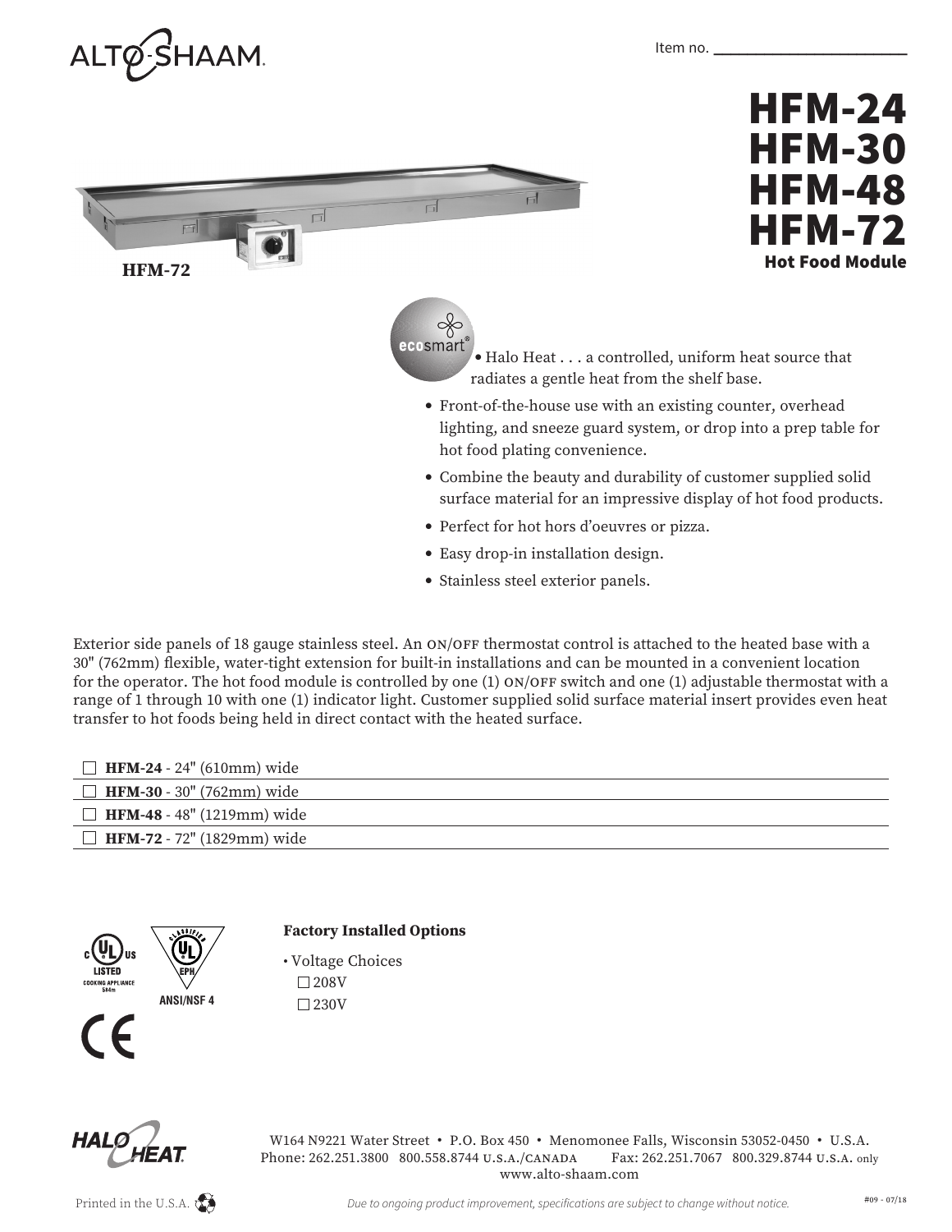Item no. ________________________

# HFM-24
# HFM-30
# HFM-48
# HFM-72
## Hot Food Module

HFM-72

- Halo Heat . . . a controlled, uniform heat source that radiates a gentle heat from the shelf base.
- Front-of-the-house use with an existing counter, overhead lighting, and sneeze guard system, or drop into a prep table for hot food plating convenience.
- Combine the beauty and durability of customer supplied solid surface material for an impressive display of hot food products.
- Perfect for hot hors d'oeuvres or pizza.
- Easy drop-in installation design.
- Stainless steel exterior panels.

Exterior side panels of 18 gauge stainless steel. An ON/OFF thermostat control is attached to the heated base with a 30" (762mm) flexible, water-tight extension for built-in installations and can be mounted in a convenient location for the operator. The hot food module is controlled by one (1) ON/OFF switch and one (1) adjustable thermostat with a range of 1 through 10 with one (1) indicator light. Customer supplied solid surface material insert provides even heat transfer to hot foods being held in direct contact with the heated surface.

- ☐ **HFM-24** - 24" (610mm) wide
- ☐ **HFM-30** - 30" (762mm) wide
- ☐ **HFM-48** - 48" (1219mm) wide
- ☐ **HFM-72** - 72" (1829mm) wide

ANSI/NSF 4

**Factory Installed Options**

- Voltage Choices
  - ☐ 208V
  - ☐ 230V

W164 N9221 Water Street • P.O. Box 450 • Menomonee Falls, Wisconsin 53052-0450 • U.S.A.
Phone: 262.251.3800 800.558.8744 U.S.A./CANADA Fax: 262.251.7067 800.329.8744 U.S.A. only
www.alto-shaam.com

Printed in the U.S.A.

*Due to ongoing product improvement, specifications are subject to change without notice.*

#09 - 07/18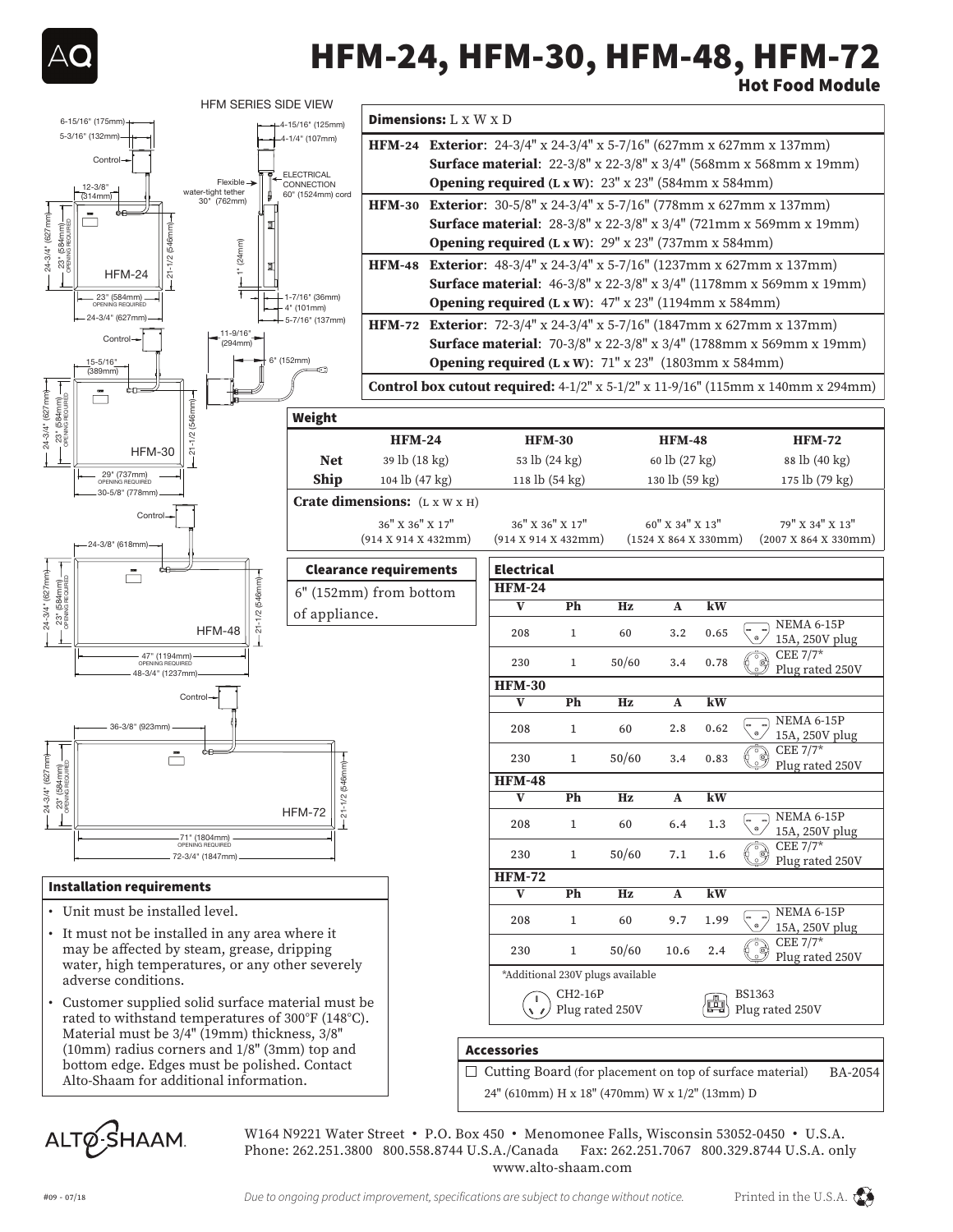# HFM-24, HFM-30, HFM-48, HFM-72

## Hot Food Module

HFM SERIES SIDE VIEW

6-15/16" (175mm)
5-3/16" (132mm)
Control
12-3/8" (314mm)
24-3/4" (627mm)
23" (584mm) OPENING REQUIRED
21-1/2 (546mm)
HFM-24
23" (584mm) OPENING REQUIRED
24-3/4" (627mm)
4-15/16" (125mm)
4-1/4" (107mm)
Flexible water-tight tether 30" (762mm)
ELECTRICAL CONNECTION 60" (1524mm) cord
1" (24mm)
1-7/16" (36mm)
4" (101mm)
5-7/16" (137mm)
11-9/16" (294mm)
6" (152mm)
Control
15-5/16" (389mm)
HFM-30
29" (737mm) OPENING REQUIRED
30-5/8" (778mm)
Control
24-3/8" (618mm)
HFM-48
47" (1194mm) OPENING REQUIRED
48-3/4" (1237mm)
Control
36-3/8" (923mm)
HFM-72
71" (1804mm) OPENING REQUIRED
72-3/4" (1847mm)

### Dimensions: L x W x D

**HFM-24** **Exterior**: 24-3/4" x 24-3/4" x 5-7/16" (627mm x 627mm x 137mm)
**Surface material**: 22-3/8" x 22-3/8" x 3/4" (568mm x 568mm x 19mm)
**Opening required (L x W)**: 23" x 23" (584mm x 584mm)

**HFM-30** **Exterior**: 30-5/8" x 24-3/4" x 5-7/16" (778mm x 627mm x 137mm)
**Surface material**: 28-3/8" x 22-3/8" x 3/4" (721mm x 569mm x 19mm)
**Opening required (L x W)**: 29" x 23" (737mm x 584mm)

**HFM-48** **Exterior**: 48-3/4" x 24-3/4" x 5-7/16" (1237mm x 627mm x 137mm)
**Surface material**: 46-3/8" x 22-3/8" x 3/4" (1178mm x 569mm x 19mm)
**Opening required (L x W)**: 47" x 23" (1194mm x 584mm)

**HFM-72** **Exterior**: 72-3/4" x 24-3/4" x 5-7/16" (1847mm x 627mm x 137mm)
**Surface material**: 70-3/8" x 22-3/8" x 3/4" (1788mm x 569mm x 19mm)
**Opening required (L x W)**: 71" x 23" (1803mm x 584mm)

**Control box cutout required:** 4-1/2" x 5-1/2" x 11-9/16" (115mm x 140mm x 294mm)

### Weight

| | HFM-24 | HFM-30 | HFM-48 | HFM-72 |
|---|---|---|---|---|
| **Net** | 39 lb (18 kg) | 53 lb (24 kg) | 60 lb (27 kg) | 88 lb (40 kg) |
| **Ship** | 104 lb (47 kg) | 118 lb (54 kg) | 130 lb (59 kg) | 175 lb (79 kg) |
| **Crate dimensions:** (L x W x H) | | | | |
| | 36" x 36" x 17" (914 x 914 x 432mm) | 36" x 36" x 17" (914 x 914 x 432mm) | 60" x 34" x 13" (1524 x 864 x 330mm) | 79" x 34" x 13" (2007 x 864 x 330mm) |

### Clearance requirements

6" (152mm) from bottom of appliance.

### Electrical

| V | Ph | Hz | A | kW | Plug |
|---|---|---|---|---|---|
| **HFM-24** | | | | | |
| 208 | 1 | 60 | 3.2 | 0.65 | NEMA 6-15P 15A, 250V plug |
| 230 | 1 | 50/60 | 3.4 | 0.78 | CEE 7/7* Plug rated 250V |
| **HFM-30** | | | | | |
| 208 | 1 | 60 | 2.8 | 0.62 | NEMA 6-15P 15A, 250V plug |
| 230 | 1 | 50/60 | 3.4 | 0.83 | CEE 7/7* Plug rated 250V |
| **HFM-48** | | | | | |
| 208 | 1 | 60 | 6.4 | 1.3 | NEMA 6-15P 15A, 250V plug |
| 230 | 1 | 50/60 | 7.1 | 1.6 | CEE 7/7* Plug rated 250V |
| **HFM-72** | | | | | |
| 208 | 1 | 60 | 9.7 | 1.99 | NEMA 6-15P 15A, 250V plug |
| 230 | 1 | 50/60 | 10.6 | 2.4 | CEE 7/7* Plug rated 250V |

*Additional 230V plugs available

CH2-16P Plug rated 250V

BS1363 Plug rated 250V

### Installation requirements

- Unit must be installed level.
- It must not be installed in any area where it may be affected by steam, grease, dripping water, high temperatures, or any other severely adverse conditions.
- Customer supplied solid surface material must be rated to withstand temperatures of 300°F (148°C). Material must be 3/4" (19mm) thickness, 3/8" (10mm) radius corners and 1/8" (3mm) top and bottom edge. Edges must be polished. Contact Alto-Shaam for additional information.

### Accessories

☐ Cutting Board (for placement on top of surface material) BA-2054
24" (610mm) H x 18" (470mm) W x 1/2" (13mm) D

ALTO-SHAAM

W164 N9221 Water Street • P.O. Box 450 • Menomonee Falls, Wisconsin 53052-0450 • U.S.A.
Phone: 262.251.3800 800.558.8744 U.S.A./Canada Fax: 262.251.7067 800.329.8744 U.S.A. only
www.alto-shaam.com

#09 - 07/18

*Due to ongoing product improvement, specifications are subject to change without notice.*

Printed in the U.S.A.